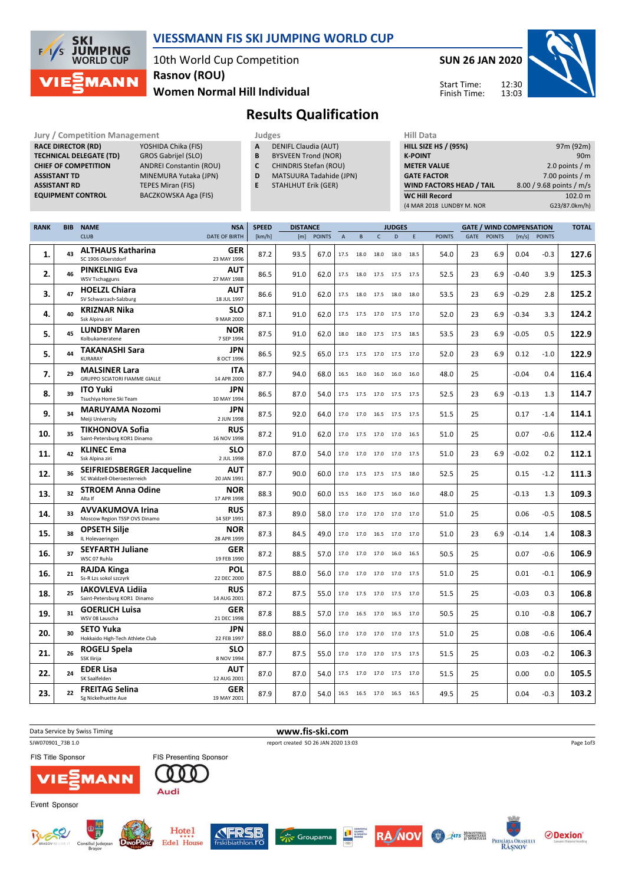# VIESSMANN FIS SKI JUMPING WORLD CUP

10th World Cup Competition
Rasnov (ROU)
Women Normal Hill Individual

**SUN 26 JAN 2020**

Start Time: 12:30
Finish Time: 13:03

## Results Qualification

| Jury / Competition Management | |
|---|---|
| RACE DIRECTOR (RD) | YOSHIDA Chika (FIS) |
| TECHNICAL DELEGATE (TD) | GROS Gabrijel (SLO) |
| CHIEF OF COMPETITION | ANDREI Constantin (ROU) |
| ASSISTANT TD | MINEMURA Yutaka (JPN) |
| ASSISTANT RD | TEPES Miran (FIS) |
| EQUIPMENT CONTROL | BACZKOWSKA Aga (FIS) |

| Judges | |
|---|---|
| A | DENIFL Claudia (AUT) |
| B | BYSVEEN Trond (NOR) |
| C | CHINDRIS Stefan (ROU) |
| D | MATSUURA Tadahide (JPN) |
| E | STAHLHUT Erik (GER) |

| Hill Data | |
|---|---|
| HILL SIZE HS / (95%) | 97m (92m) |
| K-POINT | 90m |
| METER VALUE | 2.0 points / m |
| GATE FACTOR | 7.00 points / m |
| WIND FACTORS HEAD / TAIL | 8.00 / 9.68 points / m/s |
| WC Hill Record | 102.0 m |
| (4 MAR 2018 LUNDBY M. NOR | G23/87.0km/h) |

| RANK | BIB | NAME / CLUB | NSA / DATE OF BIRTH | SPEED [km/h] | DISTANCE [m] | DISTANCE POINTS | A | B | C | D | E | JUDGES POINTS | GATE | GATE POINTS | WIND [m/s] | WIND POINTS | TOTAL |
|---|---|---|---|---|---|---|---|---|---|---|---|---|---|---|---|---|---|
| 1. | 43 | ALTHAUS Katharina / SC 1906 Oberstdorf | GER / 23 MAY 1996 | 87.2 | 93.5 | 67.0 | 17.5 | 18.0 | 18.0 | 18.0 | 18.5 | 54.0 | 23 | 6.9 | 0.04 | -0.3 | 127.6 |
| 2. | 46 | PINKELNIG Eva / WSV Tschagguns | AUT / 27 MAY 1988 | 86.5 | 91.0 | 62.0 | 17.5 | 18.0 | 17.5 | 17.5 | 17.5 | 52.5 | 23 | 6.9 | -0.40 | 3.9 | 125.3 |
| 3. | 47 | HOELZL Chiara / SV Schwarzach-Salzburg | AUT / 18 JUL 1997 | 86.6 | 91.0 | 62.0 | 17.5 | 18.0 | 17.5 | 18.0 | 18.0 | 53.5 | 23 | 6.9 | -0.29 | 2.8 | 125.2 |
| 4. | 40 | KRIZNAR Nika / Ssk Alpina ziri | SLO / 9 MAR 2000 | 87.1 | 91.0 | 62.0 | 17.5 | 17.5 | 17.0 | 17.5 | 17.0 | 52.0 | 23 | 6.9 | -0.34 | 3.3 | 124.2 |
| 5. | 45 | LUNDBY Maren / Kolbukameratene | NOR / 7 SEP 1994 | 87.5 | 91.0 | 62.0 | 18.0 | 18.0 | 17.5 | 17.5 | 18.5 | 53.5 | 23 | 6.9 | -0.05 | 0.5 | 122.9 |
| 5. | 44 | TAKANASHI Sara / KURARAY | JPN / 8 OCT 1996 | 86.5 | 92.5 | 65.0 | 17.5 | 17.5 | 17.0 | 17.5 | 17.0 | 52.0 | 23 | 6.9 | 0.12 | -1.0 | 122.9 |
| 7. | 29 | MALSINER Lara / GRUPPO SCIATORI FIAMME GIALLE | ITA / 14 APR 2000 | 87.7 | 94.0 | 68.0 | 16.5 | 16.0 | 16.0 | 16.0 | 16.0 | 48.0 | 25 | | -0.04 | 0.4 | 116.4 |
| 8. | 39 | ITO Yuki / Tsuchiya Home Ski Team | JPN / 10 MAY 1994 | 86.5 | 87.0 | 54.0 | 17.5 | 17.5 | 17.0 | 17.5 | 17.5 | 52.5 | 23 | 6.9 | -0.13 | 1.3 | 114.7 |
| 9. | 34 | MARUYAMA Nozomi / Meiji University | JPN / 2 JUN 1998 | 87.5 | 92.0 | 64.0 | 17.0 | 17.0 | 16.5 | 17.5 | 17.5 | 51.5 | 25 | | 0.17 | -1.4 | 114.1 |
| 10. | 35 | TIKHONOVA Sofia / Saint-Petersburg KOR1 Dinamo | RUS / 16 NOV 1998 | 87.2 | 91.0 | 62.0 | 17.0 | 17.5 | 17.0 | 17.0 | 16.5 | 51.0 | 25 | | 0.07 | -0.6 | 112.4 |
| 11. | 42 | KLINEC Ema / Ssk Alpina ziri | SLO / 2 JUL 1998 | 87.0 | 87.0 | 54.0 | 17.0 | 17.0 | 17.0 | 17.0 | 17.5 | 51.0 | 23 | 6.9 | -0.02 | 0.2 | 112.1 |
| 12. | 36 | SEIFRIEDSBERGER Jacqueline / SC Waldzell-Oberoesterreich | AUT / 20 JAN 1991 | 87.7 | 90.0 | 60.0 | 17.0 | 17.5 | 17.5 | 17.5 | 18.0 | 52.5 | 25 | | 0.15 | -1.2 | 111.3 |
| 13. | 32 | STROEM Anna Odine / Alta If | NOR / 17 APR 1998 | 88.3 | 90.0 | 60.0 | 15.5 | 16.0 | 17.5 | 16.0 | 16.0 | 48.0 | 25 | | -0.13 | 1.3 | 109.3 |
| 14. | 33 | AVVAKUMOVA Irina / Moscow Region TSSP OVS Dinamo | RUS / 14 SEP 1991 | 87.3 | 89.0 | 58.0 | 17.0 | 17.0 | 17.0 | 17.0 | 17.0 | 51.0 | 25 | | 0.06 | -0.5 | 108.5 |
| 15. | 38 | OPSETH Silje / IL Holevaeringen | NOR / 28 APR 1999 | 87.3 | 84.5 | 49.0 | 17.0 | 17.0 | 16.5 | 17.0 | 17.0 | 51.0 | 23 | 6.9 | -0.14 | 1.4 | 108.3 |
| 16. | 37 | SEYFARTH Juliane / WSC 07 Ruhla | GER / 19 FEB 1990 | 87.2 | 88.5 | 57.0 | 17.0 | 17.0 | 17.0 | 16.0 | 16.5 | 50.5 | 25 | | 0.07 | -0.6 | 106.9 |
| 16. | 21 | RAJDA Kinga / Ss-R Lzs sokol szczyrk | POL / 22 DEC 2000 | 87.5 | 88.0 | 56.0 | 17.0 | 17.0 | 17.0 | 17.0 | 17.5 | 51.0 | 25 | | 0.01 | -0.1 | 106.9 |
| 18. | 25 | IAKOVLEVA Lidiia / Saint-Petersburg KOR1 Dinamo | RUS / 14 AUG 2001 | 87.2 | 87.5 | 55.0 | 17.0 | 17.5 | 17.0 | 17.5 | 17.0 | 51.5 | 25 | | -0.03 | 0.3 | 106.8 |
| 19. | 31 | GOERLICH Luisa / WSV 08 Lauscha | GER / 21 DEC 1998 | 87.8 | 88.5 | 57.0 | 17.0 | 16.5 | 17.0 | 16.5 | 17.0 | 50.5 | 25 | | 0.10 | -0.8 | 106.7 |
| 20. | 30 | SETO Yuka / Hokkaido High-Tech Athlete Club | JPN / 22 FEB 1997 | 88.0 | 88.0 | 56.0 | 17.0 | 17.0 | 17.0 | 17.0 | 17.5 | 51.0 | 25 | | 0.08 | -0.6 | 106.4 |
| 21. | 26 | ROGELJ Spela / SSK Ilirija | SLO / 8 NOV 1994 | 87.7 | 87.5 | 55.0 | 17.0 | 17.0 | 17.0 | 17.5 | 17.5 | 51.5 | 25 | | 0.03 | -0.2 | 106.3 |
| 22. | 24 | EDER Lisa / SK Saalfelden | AUT / 12 AUG 2001 | 87.0 | 87.0 | 54.0 | 17.5 | 17.0 | 17.0 | 17.5 | 17.0 | 51.5 | 25 | | 0.00 | 0.0 | 105.5 |
| 23. | 22 | FREITAG Selina / Sg Nickelhuette Aue | GER / 19 MAY 2001 | 87.9 | 87.0 | 54.0 | 16.5 | 16.5 | 17.0 | 16.5 | 16.5 | 49.5 | 25 | | 0.04 | -0.3 | 103.2 |

Data Service by Swiss Timing — www.fis-ski.com

SJW070901_73B 1.0 — report created SO 26 JAN 2020 13:03

FIS Title Sponsor: VIESSMANN — FIS Presenting Sponsor: Audi

Event Sponsor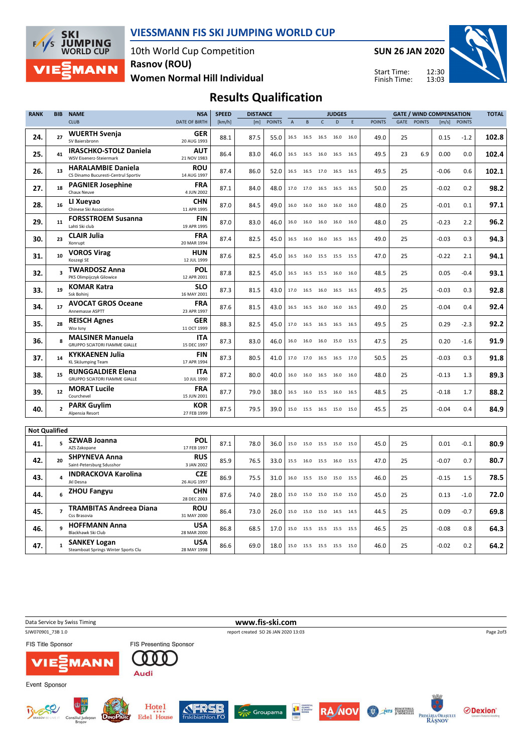# VIESSMANN FIS SKI JUMPING WORLD CUP

10th World Cup Competition
Rasnov (ROU)
Women Normal Hill Individual

SUN 26 JAN 2020

Start Time: 12:30
Finish Time: 13:03

## Results Qualification

| RANK | BIB | NAME / CLUB | NSA / DATE OF BIRTH | SPEED [km/h] | DISTANCE [m] | DISTANCE POINTS | A | B | C | D | E | JUDGES POINTS | GATE | GATE POINTS | WIND [m/s] | WIND POINTS | TOTAL |
|---|---|---|---|---|---|---|---|---|---|---|---|---|---|---|---|---|---|
| 24. | 27 | **WUERTH Svenja** SV Baiersbronn | GER 20 AUG 1993 | 88.1 | 87.5 | 55.0 | 16.5 | 16.5 | 16.5 | 16.0 | 16.0 | 49.0 | 25 | | 0.15 | -1.2 | 102.8 |
| 25. | 41 | **IRASCHKO-STOLZ Daniela** WSV Eisenerz-Steiermark | AUT 21 NOV 1983 | 86.4 | 83.0 | 46.0 | 16.5 | 16.5 | 16.0 | 16.5 | 16.5 | 49.5 | 23 | 6.9 | 0.00 | 0.0 | 102.4 |
| 26. | 13 | **HARALAMBIE Daniela** CS Dinamo Bucuresti-Centrul Sportiv | ROU 14 AUG 1997 | 87.4 | 86.0 | 52.0 | 16.5 | 16.5 | 17.0 | 16.5 | 16.5 | 49.5 | 25 | | -0.06 | 0.6 | 102.1 |
| 27. | 18 | **PAGNIER Josephine** Chaux Neuve | FRA 4 JUN 2002 | 87.1 | 84.0 | 48.0 | 17.0 | 17.0 | 16.5 | 16.5 | 16.5 | 50.0 | 25 | | -0.02 | 0.2 | 98.2 |
| 28. | 16 | **LI Xueyao** Chinese Ski Association | CHN 11 APR 1995 | 87.0 | 84.5 | 49.0 | 16.0 | 16.0 | 16.0 | 16.0 | 16.0 | 48.0 | 25 | | -0.01 | 0.1 | 97.1 |
| 29. | 11 | **FORSSTROEM Susanna** Lahti Ski club | FIN 19 APR 1995 | 87.0 | 83.0 | 46.0 | 16.0 | 16.0 | 16.0 | 16.0 | 16.0 | 48.0 | 25 | | -0.23 | 2.2 | 96.2 |
| 30. | 23 | **CLAIR Julia** Xonrupt | FRA 20 MAR 1994 | 87.4 | 82.5 | 45.0 | 16.5 | 16.0 | 16.0 | 16.5 | 16.5 | 49.0 | 25 | | -0.03 | 0.3 | 94.3 |
| 31. | 10 | **VOROS Virag** Koszegi SE | HUN 12 JUL 1999 | 87.6 | 82.5 | 45.0 | 16.5 | 16.0 | 15.5 | 15.5 | 15.5 | 47.0 | 25 | | -0.22 | 2.1 | 94.1 |
| 32. | 3 | **TWARDOSZ Anna** PKS Olimpijczyk Gilowice | POL 12 APR 2001 | 87.8 | 82.5 | 45.0 | 16.5 | 16.5 | 15.5 | 16.0 | 16.0 | 48.5 | 25 | | 0.05 | -0.4 | 93.1 |
| 33. | 19 | **KOMAR Katra** Ssk Bohinj | SLO 16 MAY 2001 | 87.3 | 81.5 | 43.0 | 17.0 | 16.5 | 16.0 | 16.5 | 16.5 | 49.5 | 25 | | -0.03 | 0.3 | 92.8 |
| 34. | 17 | **AVOCAT GROS Oceane** Annemasse ASPTT | FRA 23 APR 1997 | 87.6 | 81.5 | 43.0 | 16.5 | 16.5 | 16.0 | 16.0 | 16.5 | 49.0 | 25 | | -0.04 | 0.4 | 92.4 |
| 35. | 28 | **REISCH Agnes** Wsv Isny | GER 11 OCT 1999 | 88.3 | 82.5 | 45.0 | 17.0 | 16.5 | 16.5 | 16.5 | 16.5 | 49.5 | 25 | | 0.29 | -2.3 | 92.2 |
| 36. | 8 | **MALSINER Manuela** GRUPPO SCIATORI FIAMME GIALLE | ITA 15 DEC 1997 | 87.3 | 83.0 | 46.0 | 16.0 | 16.0 | 16.0 | 15.0 | 15.5 | 47.5 | 25 | | 0.20 | -1.6 | 91.9 |
| 37. | 14 | **KYKKAENEN Julia** KL SkiJumping Team | FIN 17 APR 1994 | 87.3 | 80.5 | 41.0 | 17.0 | 17.0 | 16.5 | 16.5 | 17.0 | 50.5 | 25 | | -0.03 | 0.3 | 91.8 |
| 38. | 15 | **RUNGGALDIER Elena** GRUPPO SCIATORI FIAMME GIALLE | ITA 10 JUL 1990 | 87.2 | 80.0 | 40.0 | 16.0 | 16.0 | 16.5 | 16.0 | 16.0 | 48.0 | 25 | | -0.13 | 1.3 | 89.3 |
| 39. | 12 | **MORAT Lucile** Courchevel | FRA 15 JUN 2001 | 87.7 | 79.0 | 38.0 | 16.5 | 16.0 | 15.5 | 16.0 | 16.5 | 48.5 | 25 | | -0.18 | 1.7 | 88.2 |
| 40. | 2 | **PARK Guylim** Alpensia Resort | KOR 27 FEB 1999 | 87.5 | 79.5 | 39.0 | 15.0 | 15.5 | 16.5 | 15.0 | 15.0 | 45.5 | 25 | | -0.04 | 0.4 | 84.9 |

**Not Qualified**

| RANK | BIB | NAME / CLUB | NSA / DATE OF BIRTH | SPEED [km/h] | DISTANCE [m] | DISTANCE POINTS | A | B | C | D | E | JUDGES POINTS | GATE | GATE POINTS | WIND [m/s] | WIND POINTS | TOTAL |
|---|---|---|---|---|---|---|---|---|---|---|---|---|---|---|---|---|---|
| 41. | 5 | **SZWAB Joanna** AZS Zakopane | POL 17 FEB 1997 | 87.1 | 78.0 | 36.0 | 15.0 | 15.0 | 15.5 | 15.0 | 15.0 | 45.0 | 25 | | 0.01 | -0.1 | 80.9 |
| 42. | 20 | **SHPYNEVA Anna** Saint-Petersburg Sdusshor | RUS 3 JAN 2002 | 85.9 | 76.5 | 33.0 | 15.5 | 16.0 | 15.5 | 16.0 | 15.5 | 47.0 | 25 | | -0.07 | 0.7 | 80.7 |
| 43. | 4 | **INDRACKOVA Karolina** Jkl Desna | CZE 26 AUG 1997 | 86.9 | 75.5 | 31.0 | 16.0 | 15.5 | 15.0 | 15.0 | 15.5 | 46.0 | 25 | | -0.15 | 1.5 | 78.5 |
| 44. | 6 | **ZHOU Fangyu** | CHN 28 DEC 2003 | 87.6 | 74.0 | 28.0 | 15.0 | 15.0 | 15.0 | 15.0 | 15.0 | 45.0 | 25 | | 0.13 | -1.0 | 72.0 |
| 45. | 7 | **TRAMBITAS Andreea Diana** Css Brasovia | ROU 31 MAY 2000 | 86.4 | 73.0 | 26.0 | 15.0 | 15.0 | 15.0 | 14.5 | 14.5 | 44.5 | 25 | | 0.09 | -0.7 | 69.8 |
| 46. | 9 | **HOFFMANN Anna** Blackhawk Ski Club | USA 28 MAR 2000 | 86.8 | 68.5 | 17.0 | 15.0 | 15.5 | 15.5 | 15.5 | 15.5 | 46.5 | 25 | | -0.08 | 0.8 | 64.3 |
| 47. | 1 | **SANKEY Logan** Steamboat Springs Winter Sports Clu | USA 28 MAY 1998 | 86.6 | 69.0 | 18.0 | 15.0 | 15.5 | 15.5 | 15.5 | 15.0 | 46.0 | 25 | | -0.02 | 0.2 | 64.2 |

Data Service by Swiss Timing — www.fis-ski.com

SJW070901_73B 1.0 — report created SO 26 JAN 2020 13:03

FIS Title Sponsor: VIESSMANN — FIS Presenting Sponsor: Audi

Event Sponsor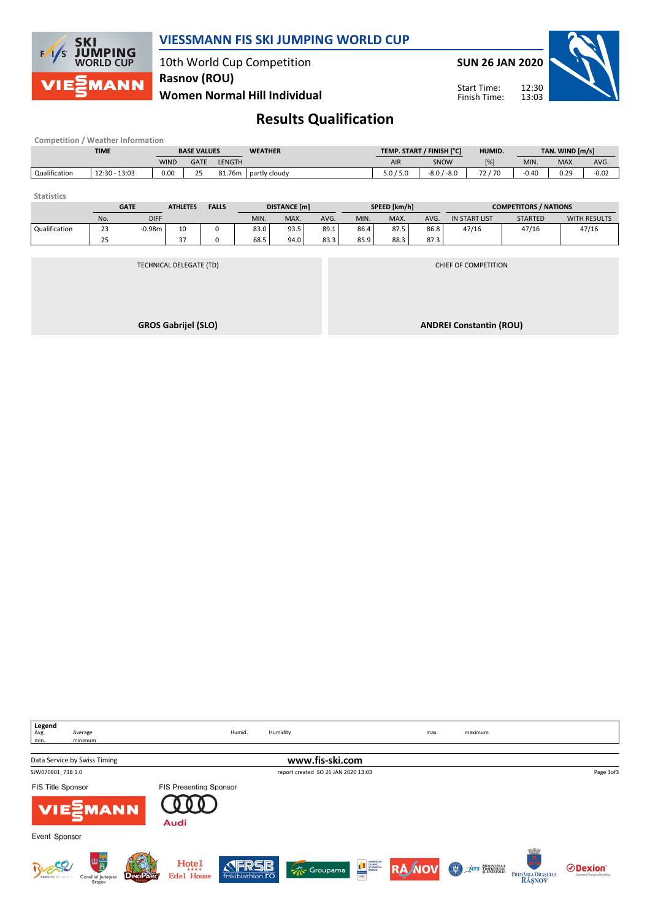# VIESSMANN FIS SKI JUMPING WORLD CUP

10th World Cup Competition
**Rasnov (ROU)**
**Women Normal Hill Individual**

**SUN 26 JAN 2020**

Start Time: 12:30
Finish Time: 13:03

## Results Qualification

**Competition / Weather Information**

| | TIME | BASE VALUES | | | WEATHER | TEMP. START / FINISH [°C] | | HUMID. | TAN. WIND [m/s] | | |
|---|---|---|---|---|---|---|---|---|---|---|---|
| | | WIND | GATE | LENGTH | | AIR | SNOW | [%] | MIN. | MAX. | AVG. |
| Qualification | 12:30 - 13:03 | 0.00 | 25 | 81.76m | partly cloudy | 5.0 / 5.0 | -8.0 / -8.0 | 72 / 70 | -0.40 | 0.29 | -0.02 |

**Statistics**

| | GATE | | ATHLETES | FALLS | DISTANCE [m] | | | SPEED [km/h] | | | COMPETITORS / NATIONS | | |
|---|---|---|---|---|---|---|---|---|---|---|---|---|---|
| | No. | DIFF | | | MIN. | MAX. | AVG. | MIN. | MAX. | AVG. | IN START LIST | STARTED | WITH RESULTS |
| Qualification | 23 | -0.98m | 10 | 0 | 83.0 | 93.5 | 89.1 | 86.4 | 87.5 | 86.8 | 47/16 | 47/16 | 47/16 |
| | 25 | | 37 | 0 | 68.5 | 94.0 | 83.3 | 85.9 | 88.3 | 87.3 | | | |

| TECHNICAL DELEGATE (TD) | CHIEF OF COMPETITION |
|---|---|
| **GROS Gabrijel (SLO)** | **ANDREI Constantin (ROU)** |

**Legend**
Avg. Average
min. minimum
Humid. Humidity
max. maximum

Data Service by Swiss Timing
www.fis-ski.com
SJW070901_73B 1.0
report created SO 26 JAN 2020 13:03

FIS Title Sponsor: VIESSMANN
FIS Presenting Sponsor: Audi
Event Sponsor